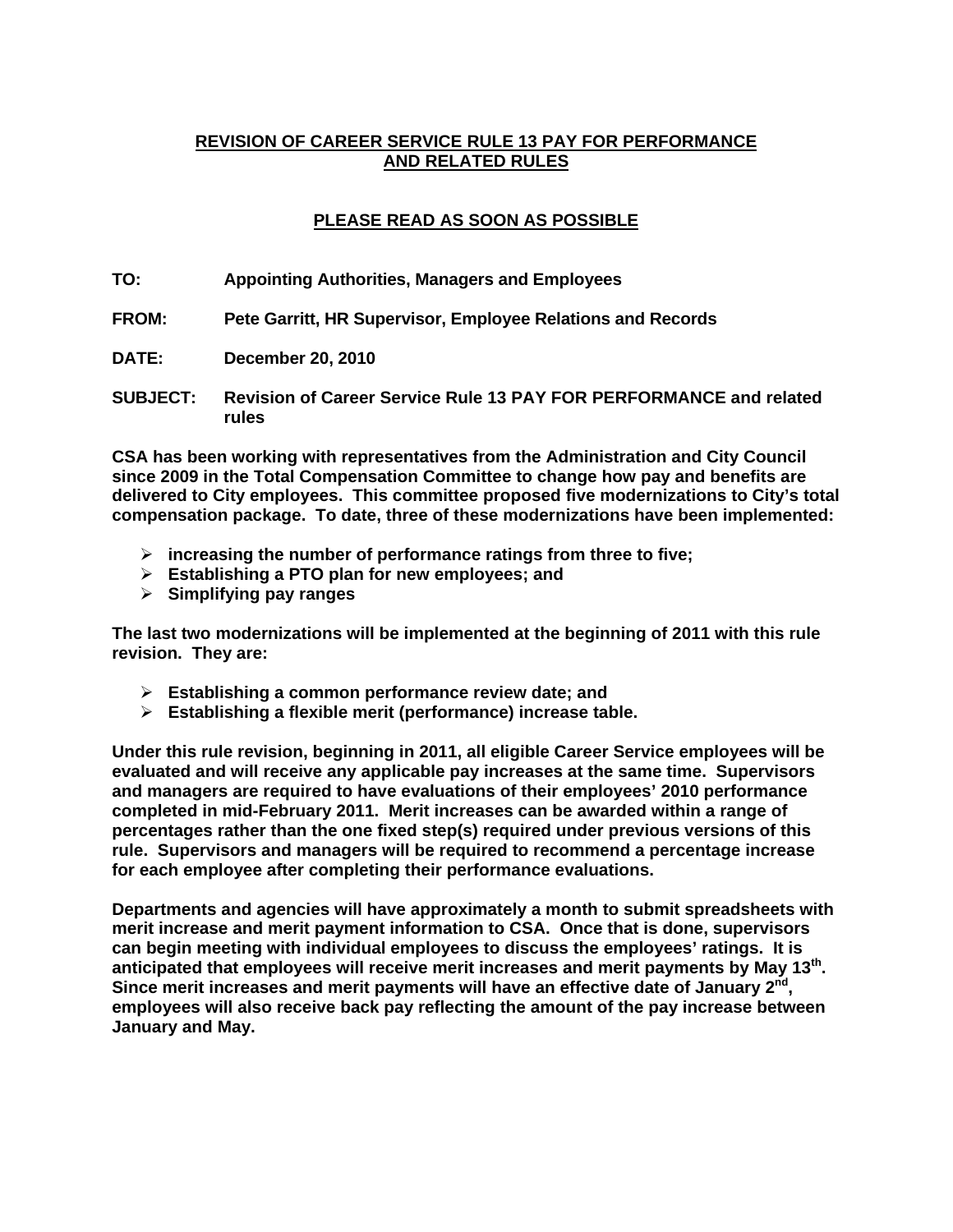# REVISION OF CAREER SERVICE RULE 13 PAY FOR PERFORMANCE AND RELATED RULES

## PLEASE READ AS SOON AS POSSIBLE

**TO:** Appointing Authorities, Managers and Employees

**FROM:** Pete Garritt, HR Supervisor, Employee Relations and Records

**DATE:** December 20, 2010

**SUBJECT:** Revision of Career Service Rule 13 PAY FOR PERFORMANCE and related rules

**CSA has been working with representatives from the Administration and City Council since 2009 in the Total Compensation Committee to change how pay and benefits are delivered to City employees. This committee proposed five modernizations to City's total compensation package. To date, three of these modernizations have been implemented:**

- **increasing the number of performance ratings from three to five;**
- **Establishing a PTO plan for new employees; and**
- **Simplifying pay ranges**

**The last two modernizations will be implemented at the beginning of 2011 with this rule revision. They are:**

- **Establishing a common performance review date; and**
- **Establishing a flexible merit (performance) increase table.**

**Under this rule revision, beginning in 2011, all eligible Career Service employees will be evaluated and will receive any applicable pay increases at the same time. Supervisors and managers are required to have evaluations of their employees' 2010 performance completed in mid-February 2011. Merit increases can be awarded within a range of percentages rather than the one fixed step(s) required under previous versions of this rule. Supervisors and managers will be required to recommend a percentage increase for each employee after completing their performance evaluations.**

**Departments and agencies will have approximately a month to submit spreadsheets with merit increase and merit payment information to CSA. Once that is done, supervisors can begin meeting with individual employees to discuss the employees' ratings. It is anticipated that employees will receive merit increases and merit payments by May 13th. Since merit increases and merit payments will have an effective date of January 2nd, employees will also receive back pay reflecting the amount of the pay increase between January and May.**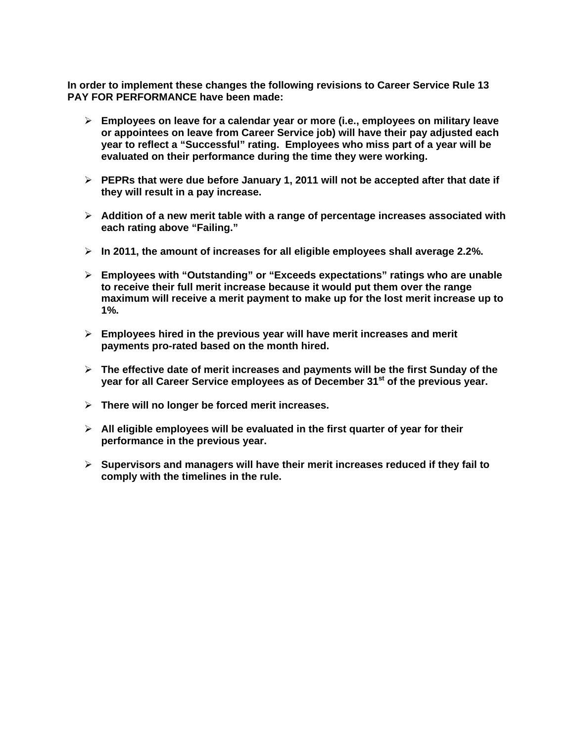**In order to implement these changes the following revisions to Career Service Rule 13 PAY FOR PERFORMANCE have been made:**

- **Employees on leave for a calendar year or more (i.e., employees on military leave or appointees on leave from Career Service job) will have their pay adjusted each year to reflect a "Successful" rating. Employees who miss part of a year will be evaluated on their performance during the time they were working.**

- **PEPRs that were due before January 1, 2011 will not be accepted after that date if they will result in a pay increase.**

- **Addition of a new merit table with a range of percentage increases associated with each rating above "Failing."**

- **In 2011, the amount of increases for all eligible employees shall average 2.2%.**

- **Employees with "Outstanding" or "Exceeds expectations" ratings who are unable to receive their full merit increase because it would put them over the range maximum will receive a merit payment to make up for the lost merit increase up to 1%.**

- **Employees hired in the previous year will have merit increases and merit payments pro-rated based on the month hired.**

- **The effective date of merit increases and payments will be the first Sunday of the year for all Career Service employees as of December 31st of the previous year.**

- **There will no longer be forced merit increases.**

- **All eligible employees will be evaluated in the first quarter of year for their performance in the previous year.**

- **Supervisors and managers will have their merit increases reduced if they fail to comply with the timelines in the rule.**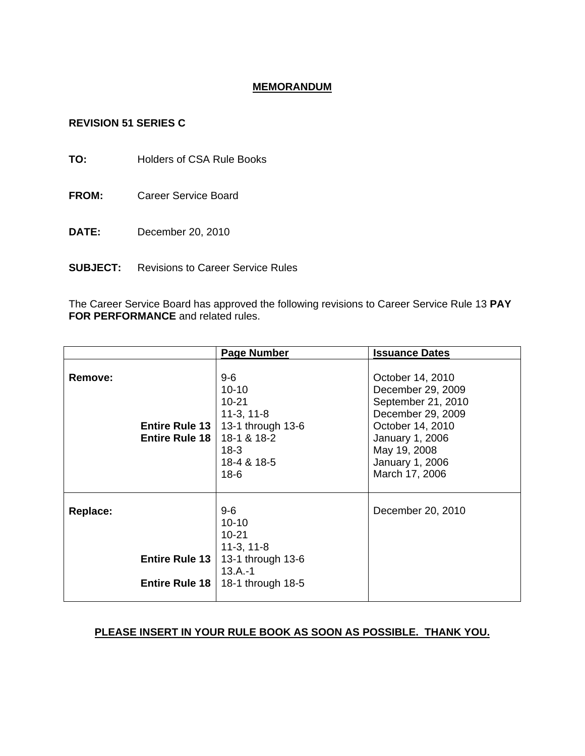# MEMORANDUM

**REVISION 51 SERIES C**

**TO:** Holders of CSA Rule Books

**FROM:** Career Service Board

**DATE:** December 20, 2010

**SUBJECT:** Revisions to Career Service Rules

The Career Service Board has approved the following revisions to Career Service Rule 13 **PAY FOR PERFORMANCE** and related rules.

| | Page Number | Issuance Dates |
|---|---|---|
| **Remove:** | 9-6 | October 14, 2010 |
| | 10-10 | December 29, 2009 |
| | 10-21 | September 21, 2010 |
| | 11-3, 11-8 | December 29, 2009 |
| **Entire Rule 13** | 13-1 through 13-6 | October 14, 2010 |
| **Entire Rule 18** | 18-1 & 18-2 | January 1, 2006 |
| | 18-3 | May 19, 2008 |
| | 18-4 & 18-5 | January 1, 2006 |
| | 18-6 | March 17, 2006 |
| **Replace:** | 9-6 | December 20, 2010 |
| | 10-10 | |
| | 10-21 | |
| | 11-3, 11-8 | |
| **Entire Rule 13** | 13-1 through 13-6 | |
| | 13.A.-1 | |
| **Entire Rule 18** | 18-1 through 18-5 | |

**PLEASE INSERT IN YOUR RULE BOOK AS SOON AS POSSIBLE. THANK YOU.**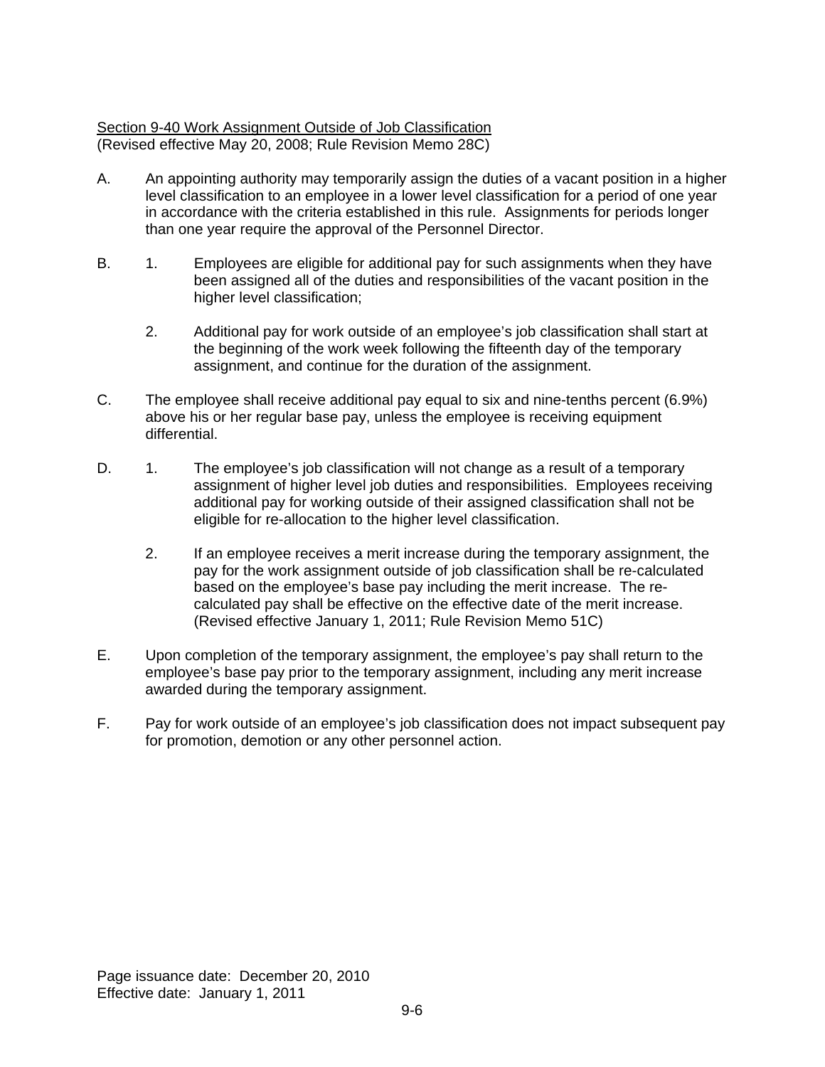## Section 9-40 Work Assignment Outside of Job Classification

(Revised effective May 20, 2008; Rule Revision Memo 28C)

A. An appointing authority may temporarily assign the duties of a vacant position in a higher level classification to an employee in a lower level classification for a period of one year in accordance with the criteria established in this rule. Assignments for periods longer than one year require the approval of the Personnel Director.

B. 1. Employees are eligible for additional pay for such assignments when they have been assigned all of the duties and responsibilities of the vacant position in the higher level classification;

   2. Additional pay for work outside of an employee's job classification shall start at the beginning of the work week following the fifteenth day of the temporary assignment, and continue for the duration of the assignment.

C. The employee shall receive additional pay equal to six and nine-tenths percent (6.9%) above his or her regular base pay, unless the employee is receiving equipment differential.

D. 1. The employee's job classification will not change as a result of a temporary assignment of higher level job duties and responsibilities. Employees receiving additional pay for working outside of their assigned classification shall not be eligible for re-allocation to the higher level classification.

   2. If an employee receives a merit increase during the temporary assignment, the pay for the work assignment outside of job classification shall be re-calculated based on the employee's base pay including the merit increase. The re-calculated pay shall be effective on the effective date of the merit increase. (Revised effective January 1, 2011; Rule Revision Memo 51C)

E. Upon completion of the temporary assignment, the employee's pay shall return to the employee's base pay prior to the temporary assignment, including any merit increase awarded during the temporary assignment.

F. Pay for work outside of an employee's job classification does not impact subsequent pay for promotion, demotion or any other personnel action.

Page issuance date: December 20, 2010
Effective date: January 1, 2011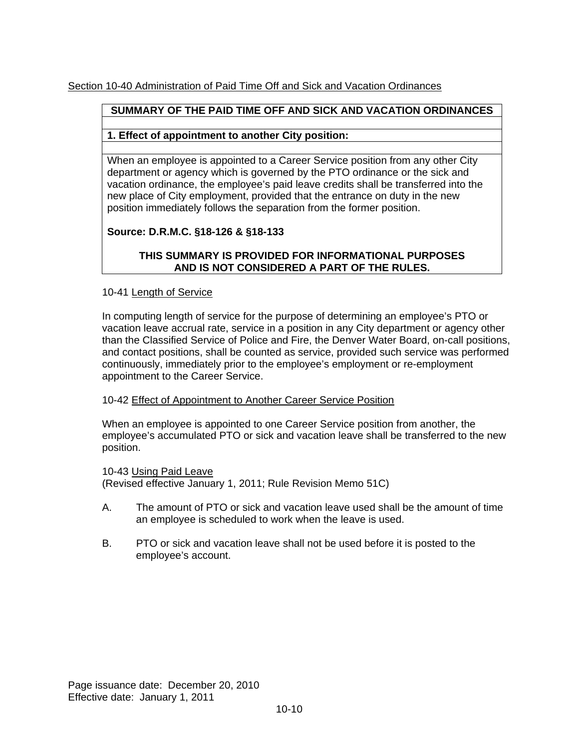Section 10-40 Administration of Paid Time Off and Sick and Vacation Ordinances

| SUMMARY OF THE PAID TIME OFF AND SICK AND VACATION ORDINANCES |
|---|
| |
| **1. Effect of appointment to another City position:** |
| |
| When an employee is appointed to a Career Service position from any other City department or agency which is governed by the PTO ordinance or the sick and vacation ordinance, the employee's paid leave credits shall be transferred into the new place of City employment, provided that the entrance on duty in the new position immediately follows the separation from the former position.<br><br>**Source: D.R.M.C. §18-126 & §18-133**<br><br>**THIS SUMMARY IS PROVIDED FOR INFORMATIONAL PURPOSES AND IS NOT CONSIDERED A PART OF THE RULES.** |

10-41 Length of Service

In computing length of service for the purpose of determining an employee's PTO or vacation leave accrual rate, service in a position in any City department or agency other than the Classified Service of Police and Fire, the Denver Water Board, on-call positions, and contact positions, shall be counted as service, provided such service was performed continuously, immediately prior to the employee's employment or re-employment appointment to the Career Service.

10-42 Effect of Appointment to Another Career Service Position

When an employee is appointed to one Career Service position from another, the employee's accumulated PTO or sick and vacation leave shall be transferred to the new position.

10-43 Using Paid Leave
(Revised effective January 1, 2011; Rule Revision Memo 51C)

A. The amount of PTO or sick and vacation leave used shall be the amount of time an employee is scheduled to work when the leave is used.

B. PTO or sick and vacation leave shall not be used before it is posted to the employee's account.

Page issuance date: December 20, 2010
Effective date: January 1, 2011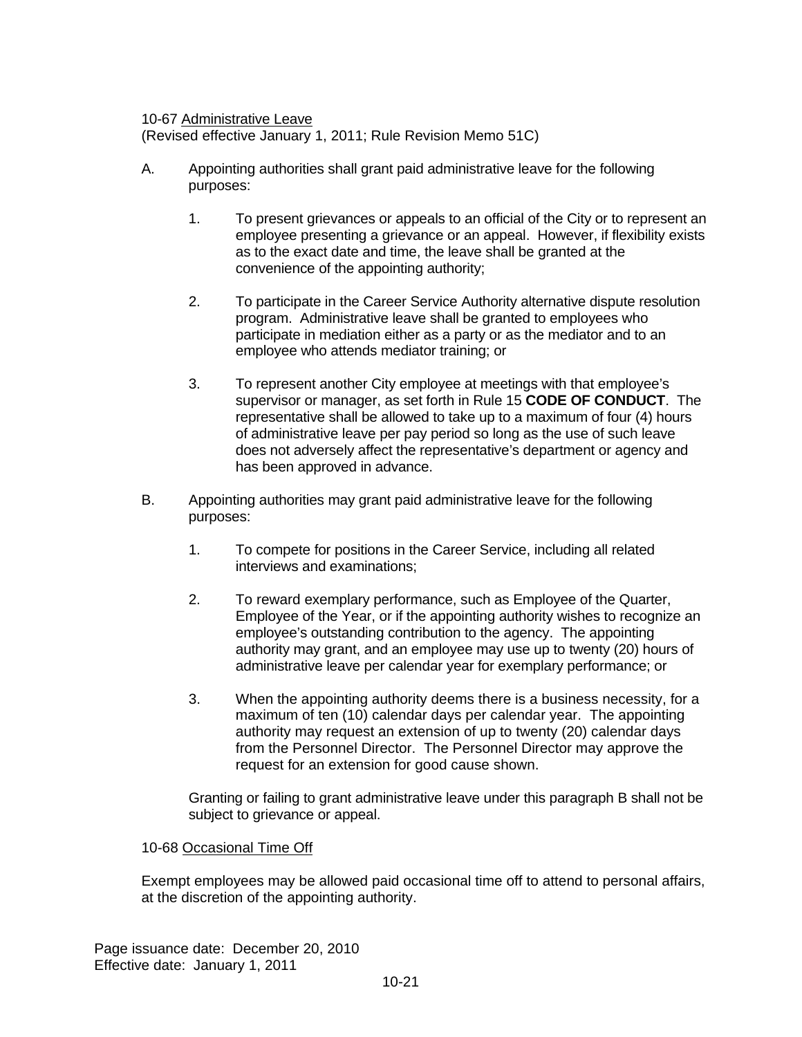10-67 Administrative Leave
(Revised effective January 1, 2011; Rule Revision Memo 51C)

A. Appointing authorities shall grant paid administrative leave for the following purposes:

   1. To present grievances or appeals to an official of the City or to represent an employee presenting a grievance or an appeal. However, if flexibility exists as to the exact date and time, the leave shall be granted at the convenience of the appointing authority;

   2. To participate in the Career Service Authority alternative dispute resolution program. Administrative leave shall be granted to employees who participate in mediation either as a party or as the mediator and to an employee who attends mediator training; or

   3. To represent another City employee at meetings with that employee's supervisor or manager, as set forth in Rule 15 **CODE OF CONDUCT**. The representative shall be allowed to take up to a maximum of four (4) hours of administrative leave per pay period so long as the use of such leave does not adversely affect the representative's department or agency and has been approved in advance.

B. Appointing authorities may grant paid administrative leave for the following purposes:

   1. To compete for positions in the Career Service, including all related interviews and examinations;

   2. To reward exemplary performance, such as Employee of the Quarter, Employee of the Year, or if the appointing authority wishes to recognize an employee's outstanding contribution to the agency. The appointing authority may grant, and an employee may use up to twenty (20) hours of administrative leave per calendar year for exemplary performance; or

   3. When the appointing authority deems there is a business necessity, for a maximum of ten (10) calendar days per calendar year. The appointing authority may request an extension of up to twenty (20) calendar days from the Personnel Director. The Personnel Director may approve the request for an extension for good cause shown.

   Granting or failing to grant administrative leave under this paragraph B shall not be subject to grievance or appeal.

10-68 Occasional Time Off

Exempt employees may be allowed paid occasional time off to attend to personal affairs, at the discretion of the appointing authority.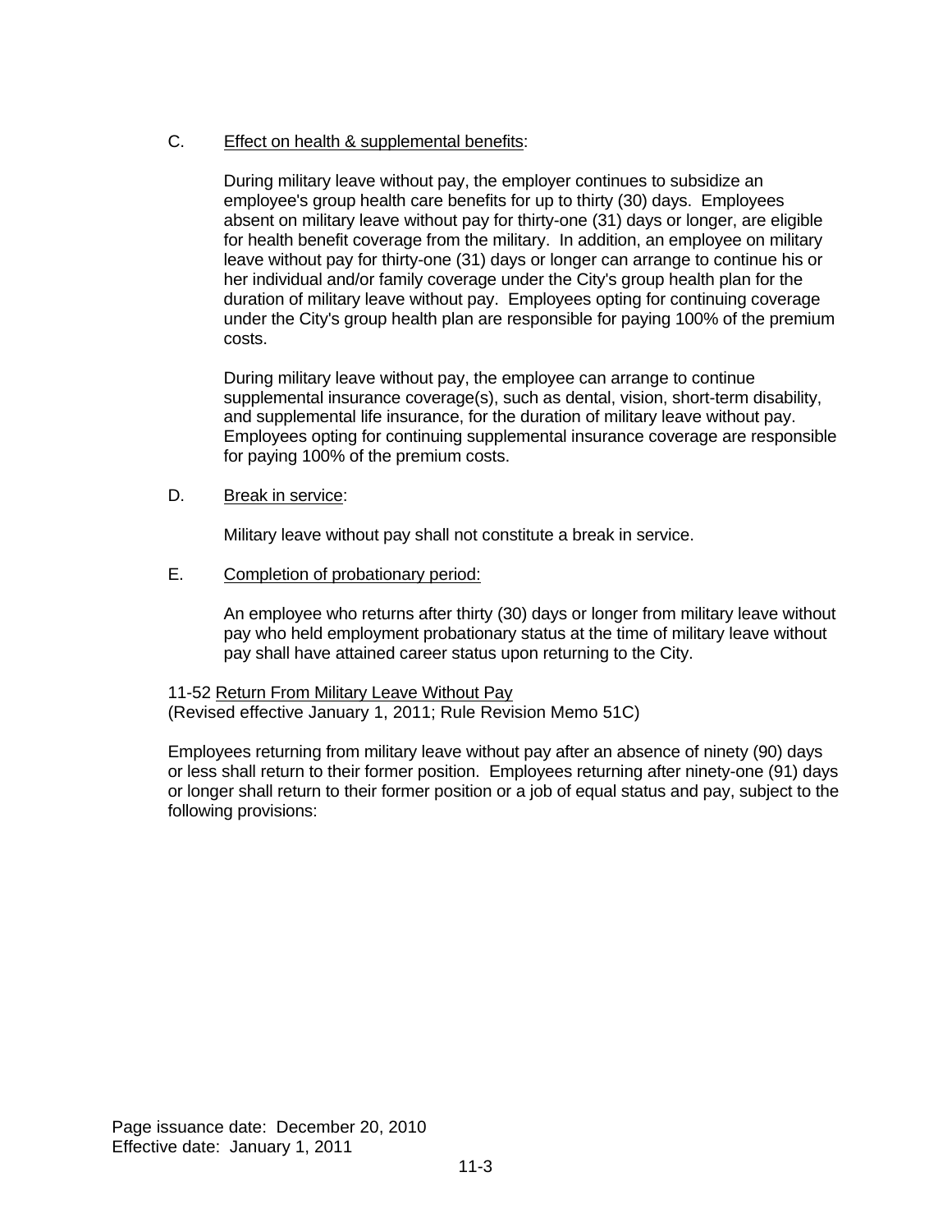C. <u>Effect on health & supplemental benefits</u>:

During military leave without pay, the employer continues to subsidize an employee's group health care benefits for up to thirty (30) days. Employees absent on military leave without pay for thirty-one (31) days or longer, are eligible for health benefit coverage from the military. In addition, an employee on military leave without pay for thirty-one (31) days or longer can arrange to continue his or her individual and/or family coverage under the City's group health plan for the duration of military leave without pay. Employees opting for continuing coverage under the City's group health plan are responsible for paying 100% of the premium costs.

During military leave without pay, the employee can arrange to continue supplemental insurance coverage(s), such as dental, vision, short-term disability, and supplemental life insurance, for the duration of military leave without pay. Employees opting for continuing supplemental insurance coverage are responsible for paying 100% of the premium costs.

D. <u>Break in service</u>:

Military leave without pay shall not constitute a break in service.

E. <u>Completion of probationary period:</u>

An employee who returns after thirty (30) days or longer from military leave without pay who held employment probationary status at the time of military leave without pay shall have attained career status upon returning to the City.

11-52 <u>Return From Military Leave Without Pay</u>
(Revised effective January 1, 2011; Rule Revision Memo 51C)

Employees returning from military leave without pay after an absence of ninety (90) days or less shall return to their former position. Employees returning after ninety-one (91) days or longer shall return to their former position or a job of equal status and pay, subject to the following provisions:

Page issuance date: December 20, 2010
Effective date: January 1, 2011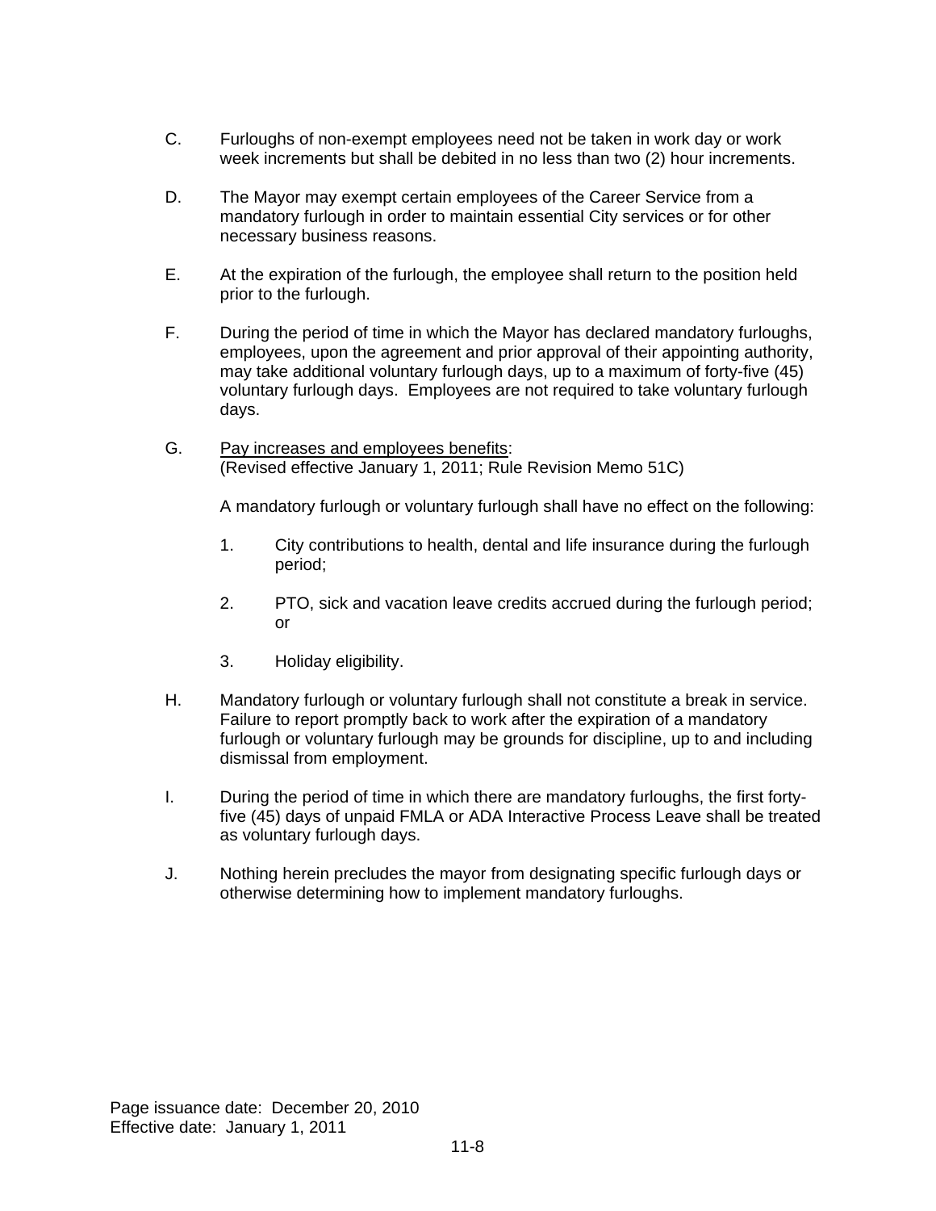C. Furloughs of non-exempt employees need not be taken in work day or work week increments but shall be debited in no less than two (2) hour increments.

D. The Mayor may exempt certain employees of the Career Service from a mandatory furlough in order to maintain essential City services or for other necessary business reasons.

E. At the expiration of the furlough, the employee shall return to the position held prior to the furlough.

F. During the period of time in which the Mayor has declared mandatory furloughs, employees, upon the agreement and prior approval of their appointing authority, may take additional voluntary furlough days, up to a maximum of forty-five (45) voluntary furlough days. Employees are not required to take voluntary furlough days.

G. <u>Pay increases and employees benefits</u>:
(Revised effective January 1, 2011; Rule Revision Memo 51C)

A mandatory furlough or voluntary furlough shall have no effect on the following:

1. City contributions to health, dental and life insurance during the furlough period;

2. PTO, sick and vacation leave credits accrued during the furlough period; or

3. Holiday eligibility.

H. Mandatory furlough or voluntary furlough shall not constitute a break in service. Failure to report promptly back to work after the expiration of a mandatory furlough or voluntary furlough may be grounds for discipline, up to and including dismissal from employment.

I. During the period of time in which there are mandatory furloughs, the first forty-five (45) days of unpaid FMLA or ADA Interactive Process Leave shall be treated as voluntary furlough days.

J. Nothing herein precludes the mayor from designating specific furlough days or otherwise determining how to implement mandatory furloughs.

Page issuance date: December 20, 2010
Effective date: January 1, 2011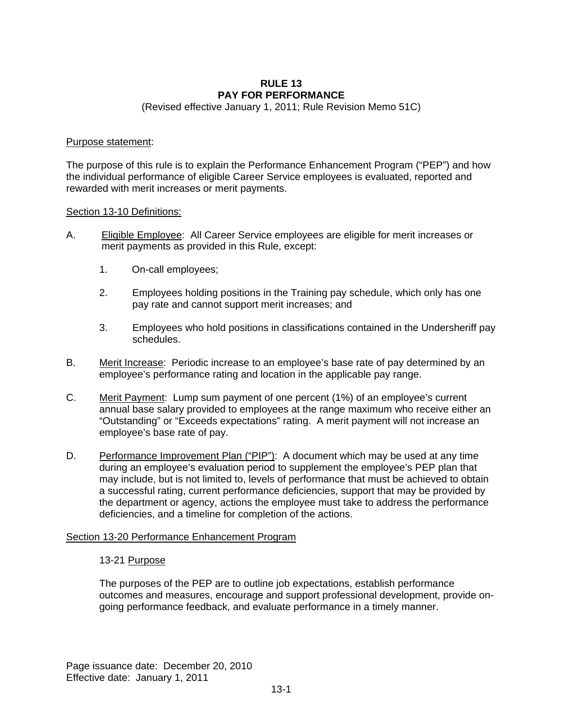# RULE 13
# PAY FOR PERFORMANCE

(Revised effective January 1, 2011; Rule Revision Memo 51C)

Purpose statement:

The purpose of this rule is to explain the Performance Enhancement Program ("PEP") and how the individual performance of eligible Career Service employees is evaluated, reported and rewarded with merit increases or merit payments.

Section 13-10 Definitions:

A. Eligible Employee: All Career Service employees are eligible for merit increases or merit payments as provided in this Rule, except:

   1. On-call employees;

   2. Employees holding positions in the Training pay schedule, which only has one pay rate and cannot support merit increases; and

   3. Employees who hold positions in classifications contained in the Undersheriff pay schedules.

B. Merit Increase: Periodic increase to an employee's base rate of pay determined by an employee's performance rating and location in the applicable pay range.

C. Merit Payment: Lump sum payment of one percent (1%) of an employee's current annual base salary provided to employees at the range maximum who receive either an "Outstanding" or "Exceeds expectations" rating. A merit payment will not increase an employee's base rate of pay.

D. Performance Improvement Plan ("PIP"): A document which may be used at any time during an employee's evaluation period to supplement the employee's PEP plan that may include, but is not limited to, levels of performance that must be achieved to obtain a successful rating, current performance deficiencies, support that may be provided by the department or agency, actions the employee must take to address the performance deficiencies, and a timeline for completion of the actions.

Section 13-20 Performance Enhancement Program

13-21 Purpose

The purposes of the PEP are to outline job expectations, establish performance outcomes and measures, encourage and support professional development, provide on-going performance feedback, and evaluate performance in a timely manner.

Page issuance date: December 20, 2010
Effective date: January 1, 2011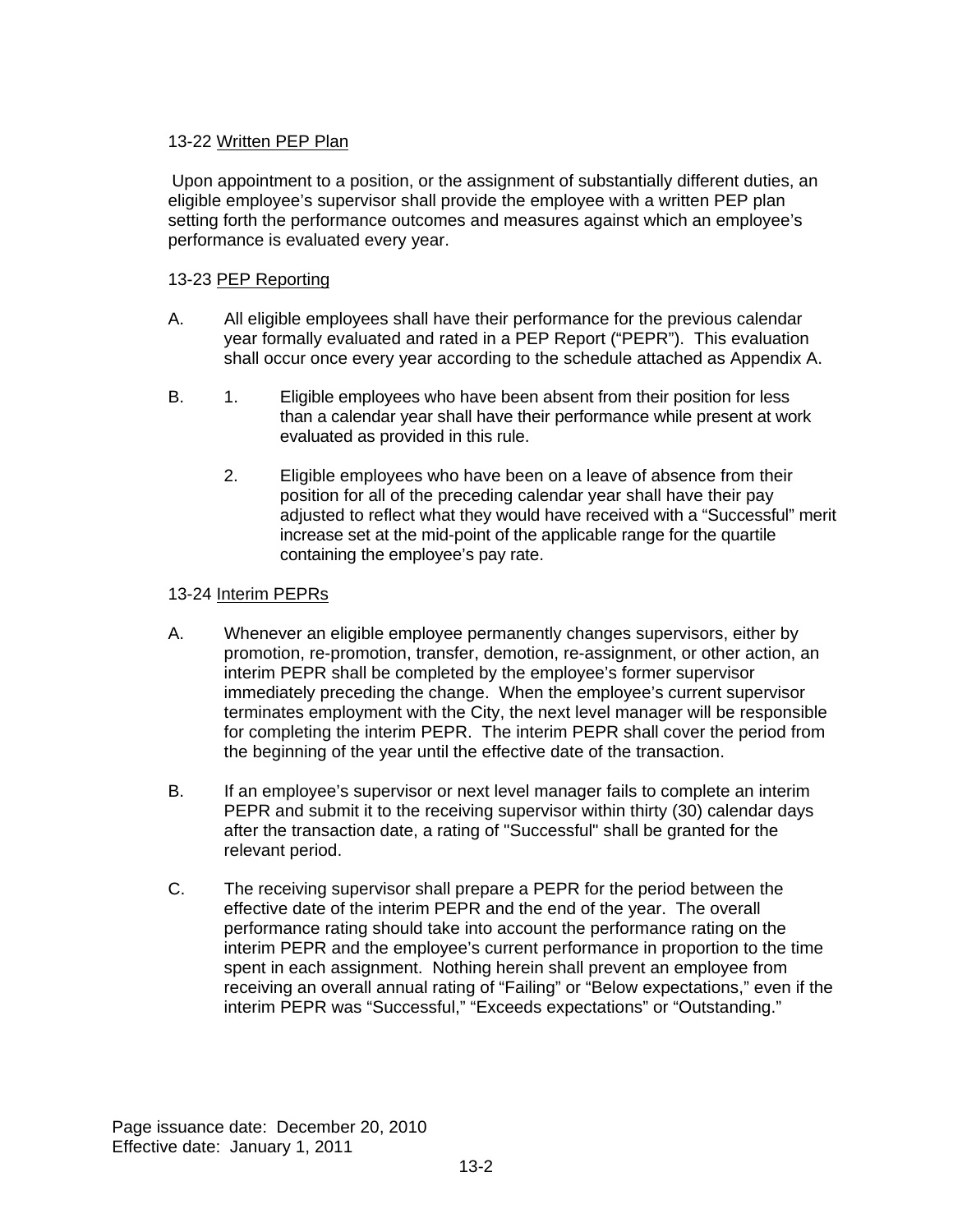13-22 Written PEP Plan

Upon appointment to a position, or the assignment of substantially different duties, an eligible employee's supervisor shall provide the employee with a written PEP plan setting forth the performance outcomes and measures against which an employee's performance is evaluated every year.

13-23 PEP Reporting

A. All eligible employees shall have their performance for the previous calendar year formally evaluated and rated in a PEP Report ("PEPR"). This evaluation shall occur once every year according to the schedule attached as Appendix A.

B. 1. Eligible employees who have been absent from their position for less than a calendar year shall have their performance while present at work evaluated as provided in this rule.

   2. Eligible employees who have been on a leave of absence from their position for all of the preceding calendar year shall have their pay adjusted to reflect what they would have received with a "Successful" merit increase set at the mid-point of the applicable range for the quartile containing the employee's pay rate.

13-24 Interim PEPRs

A. Whenever an eligible employee permanently changes supervisors, either by promotion, re-promotion, transfer, demotion, re-assignment, or other action, an interim PEPR shall be completed by the employee's former supervisor immediately preceding the change. When the employee's current supervisor terminates employment with the City, the next level manager will be responsible for completing the interim PEPR. The interim PEPR shall cover the period from the beginning of the year until the effective date of the transaction.

B. If an employee's supervisor or next level manager fails to complete an interim PEPR and submit it to the receiving supervisor within thirty (30) calendar days after the transaction date, a rating of "Successful" shall be granted for the relevant period.

C. The receiving supervisor shall prepare a PEPR for the period between the effective date of the interim PEPR and the end of the year. The overall performance rating should take into account the performance rating on the interim PEPR and the employee's current performance in proportion to the time spent in each assignment. Nothing herein shall prevent an employee from receiving an overall annual rating of "Failing" or "Below expectations," even if the interim PEPR was "Successful," "Exceeds expectations" or "Outstanding."

Page issuance date: December 20, 2010
Effective date: January 1, 2011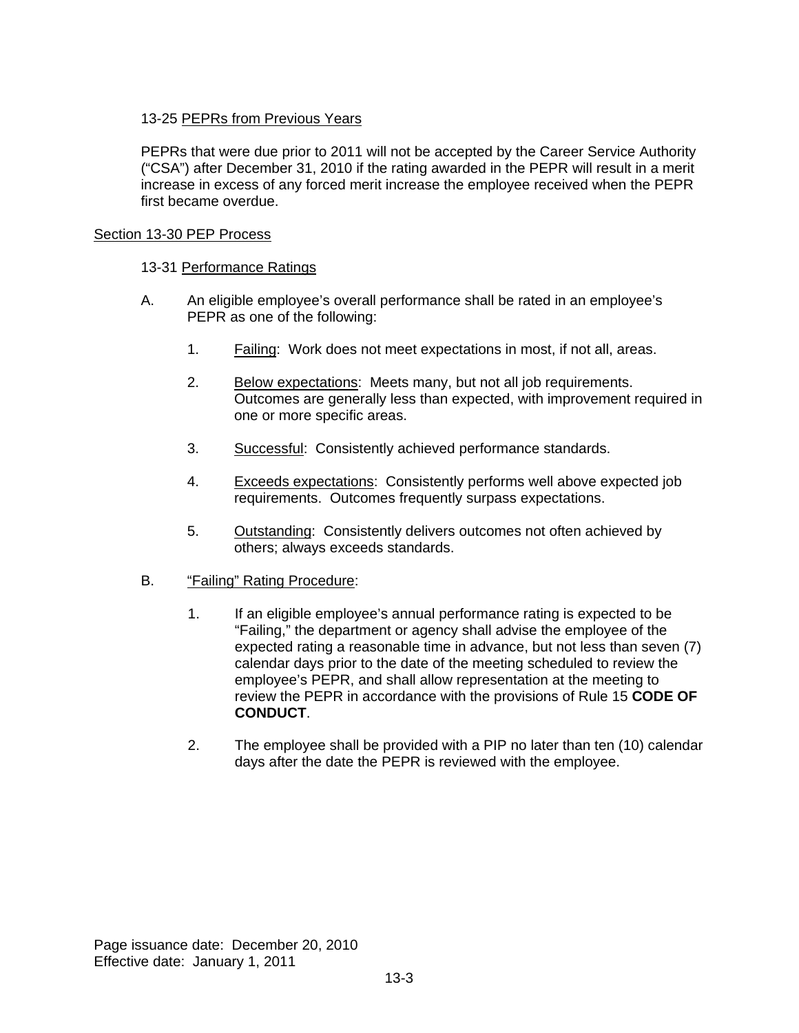### 13-25 PEPRs from Previous Years

PEPRs that were due prior to 2011 will not be accepted by the Career Service Authority ("CSA") after December 31, 2010 if the rating awarded in the PEPR will result in a merit increase in excess of any forced merit increase the employee received when the PEPR first became overdue.

## Section 13-30 PEP Process

### 13-31 Performance Ratings

A. An eligible employee's overall performance shall be rated in an employee's PEPR as one of the following:

1. Failing: Work does not meet expectations in most, if not all, areas.

2. Below expectations: Meets many, but not all job requirements. Outcomes are generally less than expected, with improvement required in one or more specific areas.

3. Successful: Consistently achieved performance standards.

4. Exceeds expectations: Consistently performs well above expected job requirements. Outcomes frequently surpass expectations.

5. Outstanding: Consistently delivers outcomes not often achieved by others; always exceeds standards.

B. "Failing" Rating Procedure:

1. If an eligible employee's annual performance rating is expected to be "Failing," the department or agency shall advise the employee of the expected rating a reasonable time in advance, but not less than seven (7) calendar days prior to the date of the meeting scheduled to review the employee's PEPR, and shall allow representation at the meeting to review the PEPR in accordance with the provisions of Rule 15 **CODE OF CONDUCT**.

2. The employee shall be provided with a PIP no later than ten (10) calendar days after the date the PEPR is reviewed with the employee.

Page issuance date: December 20, 2010
Effective date: January 1, 2011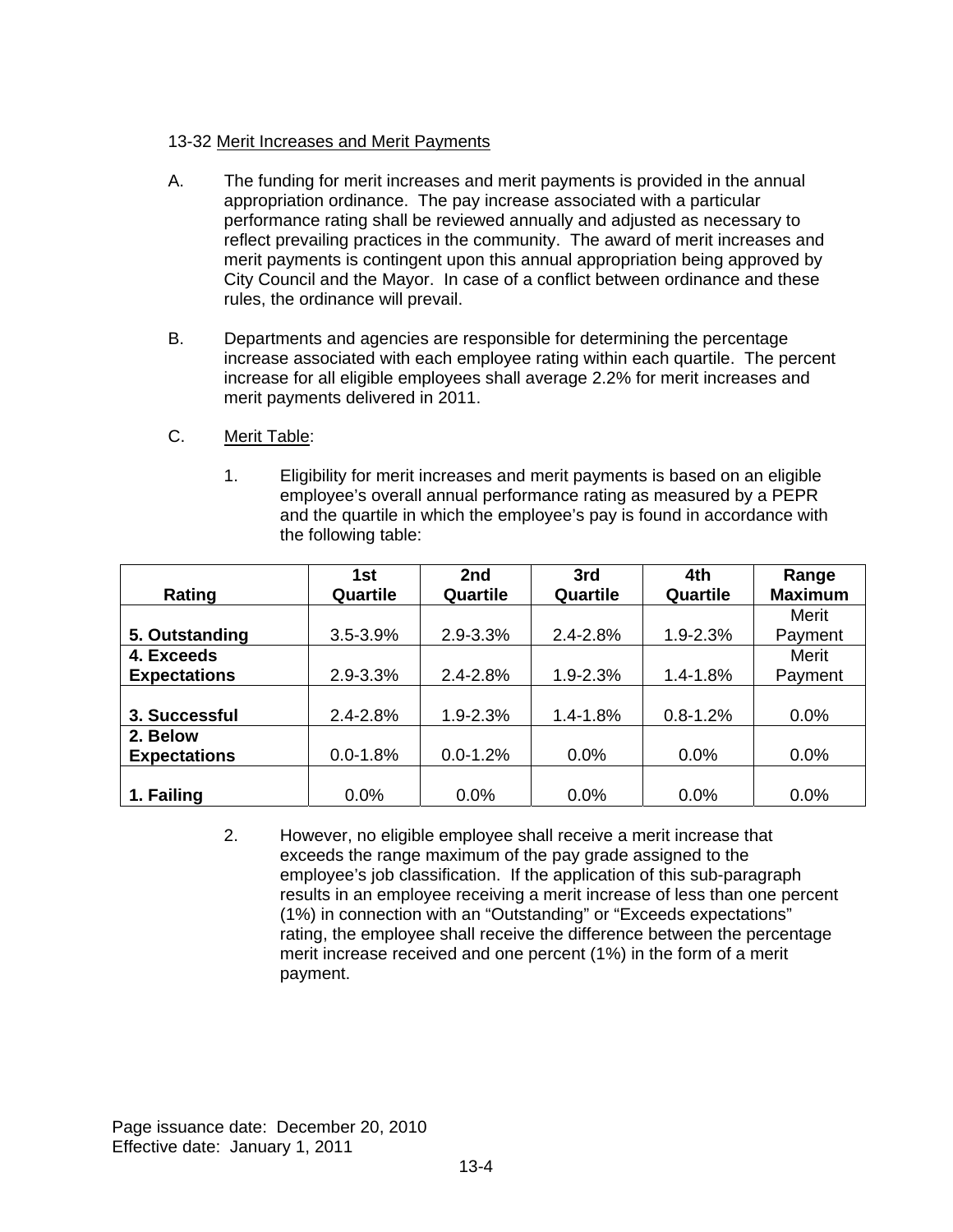13-32 <u>Merit Increases and Merit Payments</u>

A. The funding for merit increases and merit payments is provided in the annual appropriation ordinance. The pay increase associated with a particular performance rating shall be reviewed annually and adjusted as necessary to reflect prevailing practices in the community. The award of merit increases and merit payments is contingent upon this annual appropriation being approved by City Council and the Mayor. In case of a conflict between ordinance and these rules, the ordinance will prevail.

B. Departments and agencies are responsible for determining the percentage increase associated with each employee rating within each quartile. The percent increase for all eligible employees shall average 2.2% for merit increases and merit payments delivered in 2011.

C. <u>Merit Table</u>:

1. Eligibility for merit increases and merit payments is based on an eligible employee's overall annual performance rating as measured by a PEPR and the quartile in which the employee's pay is found in accordance with the following table:

| Rating | 1st Quartile | 2nd Quartile | 3rd Quartile | 4th Quartile | Range Maximum |
|---|---|---|---|---|---|
| **5. Outstanding** | 3.5-3.9% | 2.9-3.3% | 2.4-2.8% | 1.9-2.3% | Merit Payment |
| **4. Exceeds Expectations** | 2.9-3.3% | 2.4-2.8% | 1.9-2.3% | 1.4-1.8% | Merit Payment |
| **3. Successful** | 2.4-2.8% | 1.9-2.3% | 1.4-1.8% | 0.8-1.2% | 0.0% |
| **2. Below Expectations** | 0.0-1.8% | 0.0-1.2% | 0.0% | 0.0% | 0.0% |
| **1. Failing** | 0.0% | 0.0% | 0.0% | 0.0% | 0.0% |

2. However, no eligible employee shall receive a merit increase that exceeds the range maximum of the pay grade assigned to the employee's job classification. If the application of this sub-paragraph results in an employee receiving a merit increase of less than one percent (1%) in connection with an "Outstanding" or "Exceeds expectations" rating, the employee shall receive the difference between the percentage merit increase received and one percent (1%) in the form of a merit payment.

Page issuance date: December 20, 2010
Effective date: January 1, 2011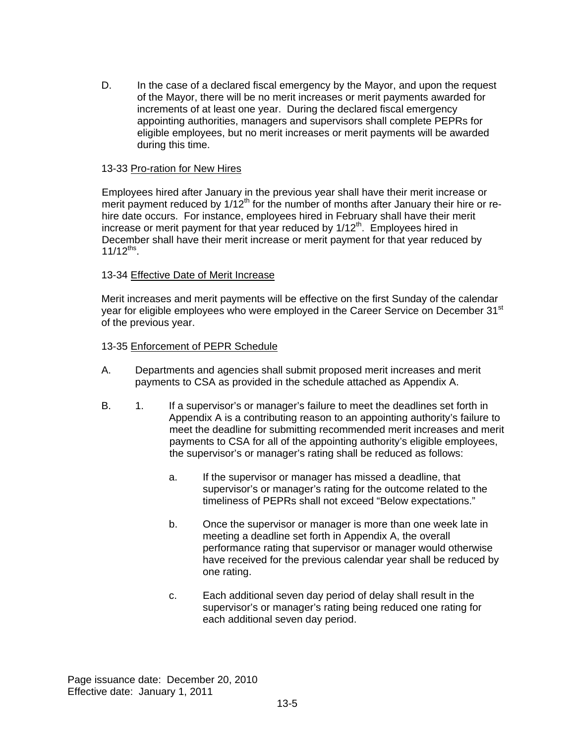D. In the case of a declared fiscal emergency by the Mayor, and upon the request of the Mayor, there will be no merit increases or merit payments awarded for increments of at least one year. During the declared fiscal emergency appointing authorities, managers and supervisors shall complete PEPRs for eligible employees, but no merit increases or merit payments will be awarded during this time.

### 13-33 Pro-ration for New Hires

Employees hired after January in the previous year shall have their merit increase or merit payment reduced by 1/12th for the number of months after January their hire or re-hire date occurs. For instance, employees hired in February shall have their merit increase or merit payment for that year reduced by 1/12th. Employees hired in December shall have their merit increase or merit payment for that year reduced by 11/12ths.

### 13-34 Effective Date of Merit Increase

Merit increases and merit payments will be effective on the first Sunday of the calendar year for eligible employees who were employed in the Career Service on December 31st of the previous year.

### 13-35 Enforcement of PEPR Schedule

A. Departments and agencies shall submit proposed merit increases and merit payments to CSA as provided in the schedule attached as Appendix A.

B. 1. If a supervisor's or manager's failure to meet the deadlines set forth in Appendix A is a contributing reason to an appointing authority's failure to meet the deadline for submitting recommended merit increases and merit payments to CSA for all of the appointing authority's eligible employees, the supervisor's or manager's rating shall be reduced as follows:

   a. If the supervisor or manager has missed a deadline, that supervisor's or manager's rating for the outcome related to the timeliness of PEPRs shall not exceed "Below expectations."

   b. Once the supervisor or manager is more than one week late in meeting a deadline set forth in Appendix A, the overall performance rating that supervisor or manager would otherwise have received for the previous calendar year shall be reduced by one rating.

   c. Each additional seven day period of delay shall result in the supervisor's or manager's rating being reduced one rating for each additional seven day period.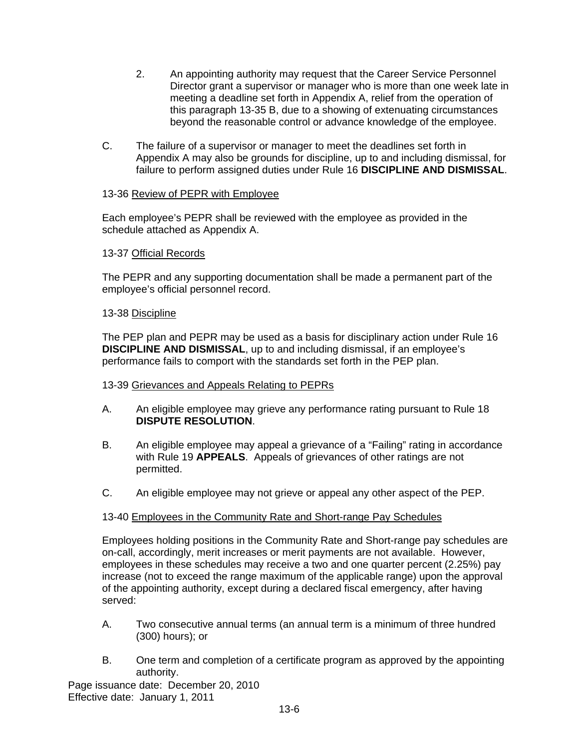2. An appointing authority may request that the Career Service Personnel Director grant a supervisor or manager who is more than one week late in meeting a deadline set forth in Appendix A, relief from the operation of this paragraph 13-35 B, due to a showing of extenuating circumstances beyond the reasonable control or advance knowledge of the employee.

C. The failure of a supervisor or manager to meet the deadlines set forth in Appendix A may also be grounds for discipline, up to and including dismissal, for failure to perform assigned duties under Rule 16 **DISCIPLINE AND DISMISSAL**.

13-36 Review of PEPR with Employee

Each employee's PEPR shall be reviewed with the employee as provided in the schedule attached as Appendix A.

13-37 Official Records

The PEPR and any supporting documentation shall be made a permanent part of the employee's official personnel record.

13-38 Discipline

The PEP plan and PEPR may be used as a basis for disciplinary action under Rule 16 **DISCIPLINE AND DISMISSAL**, up to and including dismissal, if an employee's performance fails to comport with the standards set forth in the PEP plan.

13-39 Grievances and Appeals Relating to PEPRs

A. An eligible employee may grieve any performance rating pursuant to Rule 18 **DISPUTE RESOLUTION**.

B. An eligible employee may appeal a grievance of a "Failing" rating in accordance with Rule 19 **APPEALS**. Appeals of grievances of other ratings are not permitted.

C. An eligible employee may not grieve or appeal any other aspect of the PEP.

13-40 Employees in the Community Rate and Short-range Pay Schedules

Employees holding positions in the Community Rate and Short-range pay schedules are on-call, accordingly, merit increases or merit payments are not available. However, employees in these schedules may receive a two and one quarter percent (2.25%) pay increase (not to exceed the range maximum of the applicable range) upon the approval of the appointing authority, except during a declared fiscal emergency, after having served:

A. Two consecutive annual terms (an annual term is a minimum of three hundred (300) hours); or

B. One term and completion of a certificate program as approved by the appointing authority.

Page issuance date: December 20, 2010
Effective date: January 1, 2011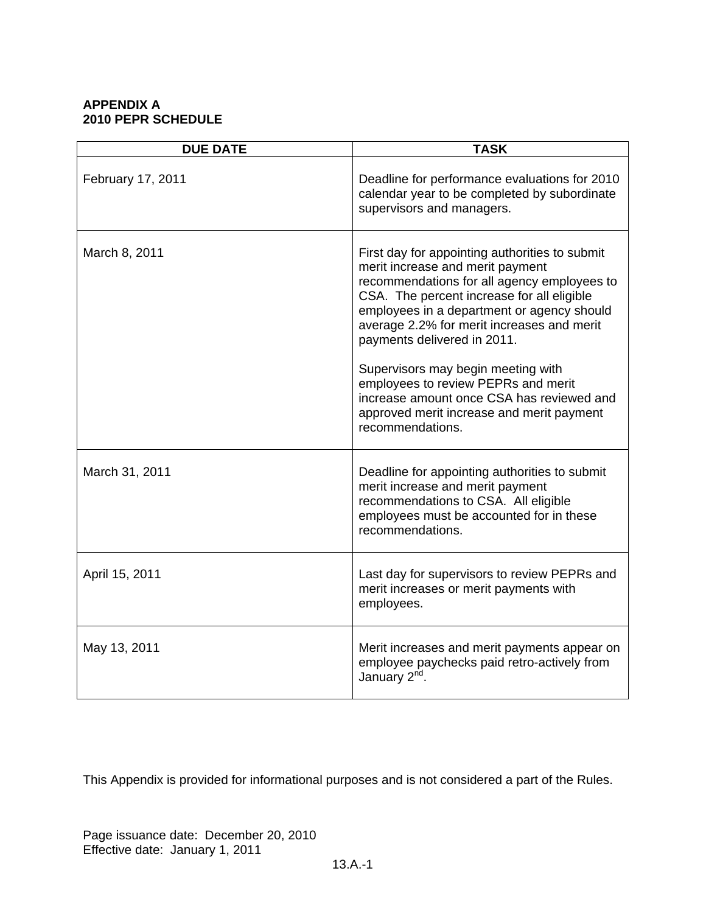**APPENDIX A**
**2010 PEPR SCHEDULE**

| DUE DATE | TASK |
| --- | --- |
| February 17, 2011 | Deadline for performance evaluations for 2010 calendar year to be completed by subordinate supervisors and managers. |
| March 8, 2011 | First day for appointing authorities to submit merit increase and merit payment recommendations for all agency employees to CSA. The percent increase for all eligible employees in a department or agency should average 2.2% for merit increases and merit payments delivered in 2011.<br><br>Supervisors may begin meeting with employees to review PEPRs and merit increase amount once CSA has reviewed and approved merit increase and merit payment recommendations. |
| March 31, 2011 | Deadline for appointing authorities to submit merit increase and merit payment recommendations to CSA. All eligible employees must be accounted for in these recommendations. |
| April 15, 2011 | Last day for supervisors to review PEPRs and merit increases or merit payments with employees. |
| May 13, 2011 | Merit increases and merit payments appear on employee paychecks paid retro-actively from January 2nd. |

This Appendix is provided for informational purposes and is not considered a part of the Rules.

Page issuance date: December 20, 2010
Effective date: January 1, 2011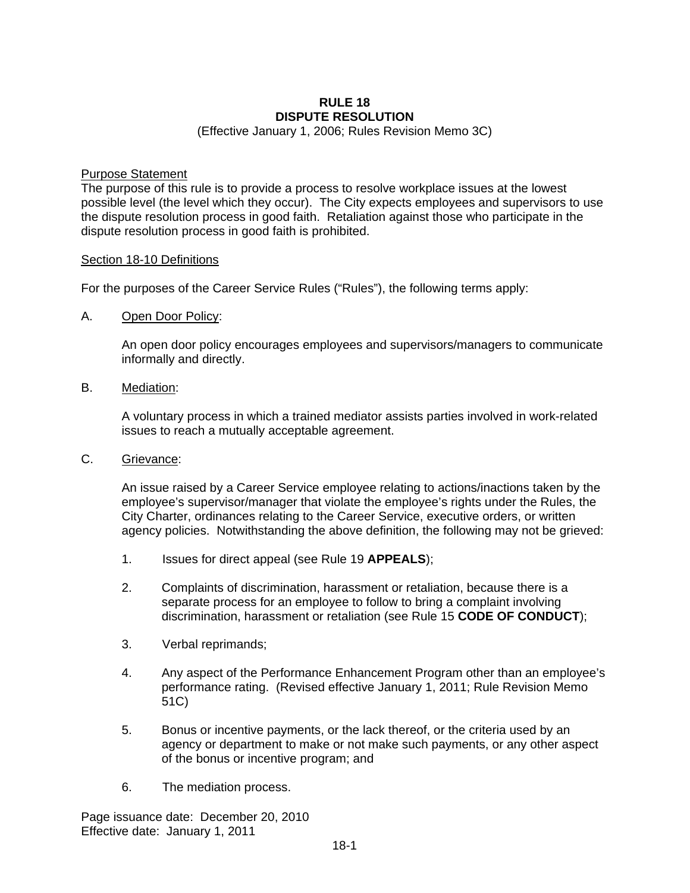# RULE 18
# DISPUTE RESOLUTION

(Effective January 1, 2006; Rules Revision Memo 3C)

Purpose Statement

The purpose of this rule is to provide a process to resolve workplace issues at the lowest possible level (the level which they occur). The City expects employees and supervisors to use the dispute resolution process in good faith. Retaliation against those who participate in the dispute resolution process in good faith is prohibited.

Section 18-10 Definitions

For the purposes of the Career Service Rules ("Rules"), the following terms apply:

A. Open Door Policy:

An open door policy encourages employees and supervisors/managers to communicate informally and directly.

B. Mediation:

A voluntary process in which a trained mediator assists parties involved in work-related issues to reach a mutually acceptable agreement.

C. Grievance:

An issue raised by a Career Service employee relating to actions/inactions taken by the employee's supervisor/manager that violate the employee's rights under the Rules, the City Charter, ordinances relating to the Career Service, executive orders, or written agency policies. Notwithstanding the above definition, the following may not be grieved:

1. Issues for direct appeal (see Rule 19 **APPEALS**);

2. Complaints of discrimination, harassment or retaliation, because there is a separate process for an employee to follow to bring a complaint involving discrimination, harassment or retaliation (see Rule 15 **CODE OF CONDUCT**);

3. Verbal reprimands;

4. Any aspect of the Performance Enhancement Program other than an employee's performance rating. (Revised effective January 1, 2011; Rule Revision Memo 51C)

5. Bonus or incentive payments, or the lack thereof, or the criteria used by an agency or department to make or not make such payments, or any other aspect of the bonus or incentive program; and

6. The mediation process.

Page issuance date: December 20, 2010
Effective date: January 1, 2011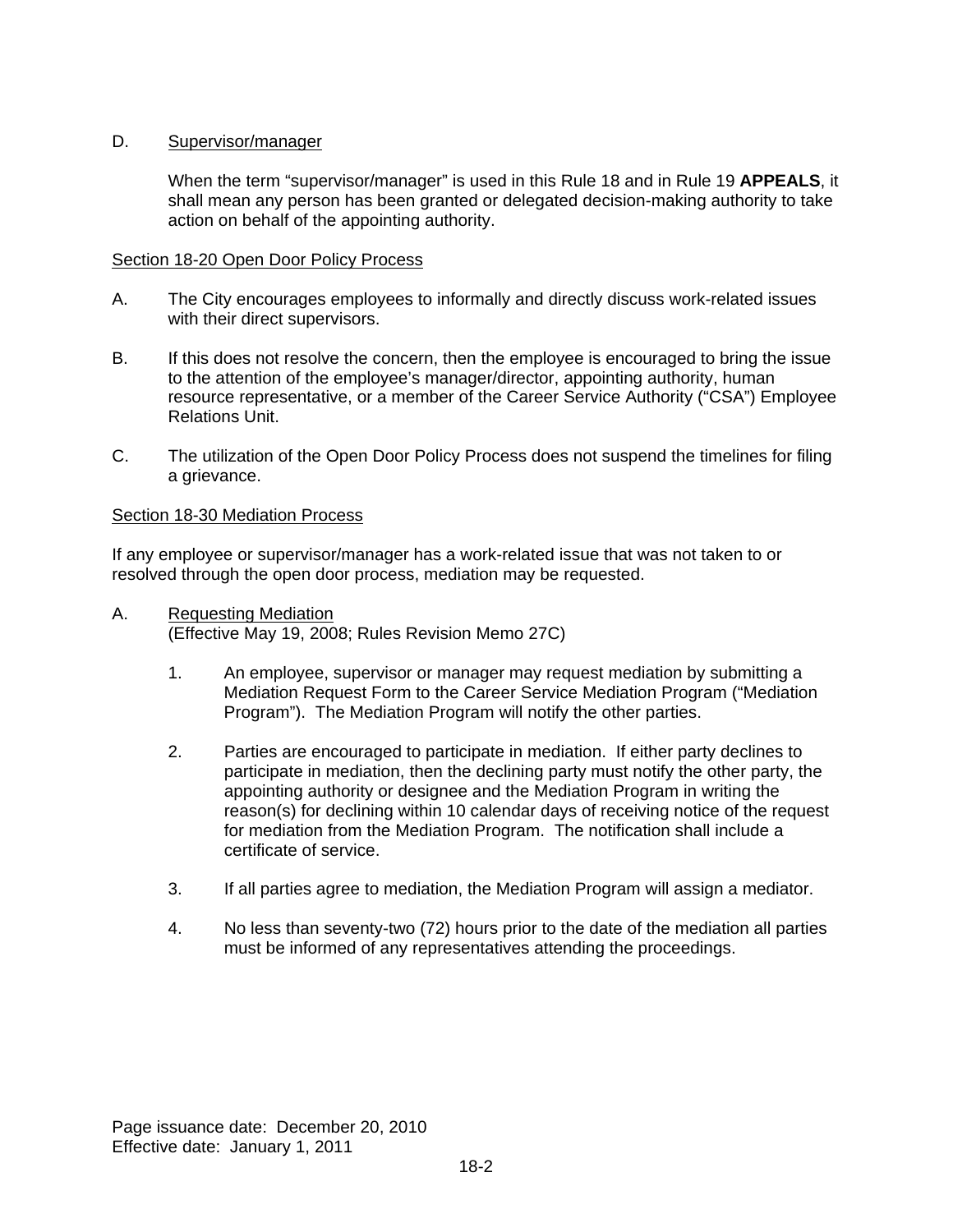D. Supervisor/manager

When the term "supervisor/manager" is used in this Rule 18 and in Rule 19 **APPEALS**, it shall mean any person has been granted or delegated decision-making authority to take action on behalf of the appointing authority.

## Section 18-20 Open Door Policy Process

A. The City encourages employees to informally and directly discuss work-related issues with their direct supervisors.

B. If this does not resolve the concern, then the employee is encouraged to bring the issue to the attention of the employee's manager/director, appointing authority, human resource representative, or a member of the Career Service Authority ("CSA") Employee Relations Unit.

C. The utilization of the Open Door Policy Process does not suspend the timelines for filing a grievance.

## Section 18-30 Mediation Process

If any employee or supervisor/manager has a work-related issue that was not taken to or resolved through the open door process, mediation may be requested.

A. Requesting Mediation
(Effective May 19, 2008; Rules Revision Memo 27C)

1. An employee, supervisor or manager may request mediation by submitting a Mediation Request Form to the Career Service Mediation Program ("Mediation Program"). The Mediation Program will notify the other parties.

2. Parties are encouraged to participate in mediation. If either party declines to participate in mediation, then the declining party must notify the other party, the appointing authority or designee and the Mediation Program in writing the reason(s) for declining within 10 calendar days of receiving notice of the request for mediation from the Mediation Program. The notification shall include a certificate of service.

3. If all parties agree to mediation, the Mediation Program will assign a mediator.

4. No less than seventy-two (72) hours prior to the date of the mediation all parties must be informed of any representatives attending the proceedings.

Page issuance date: December 20, 2010
Effective date: January 1, 2011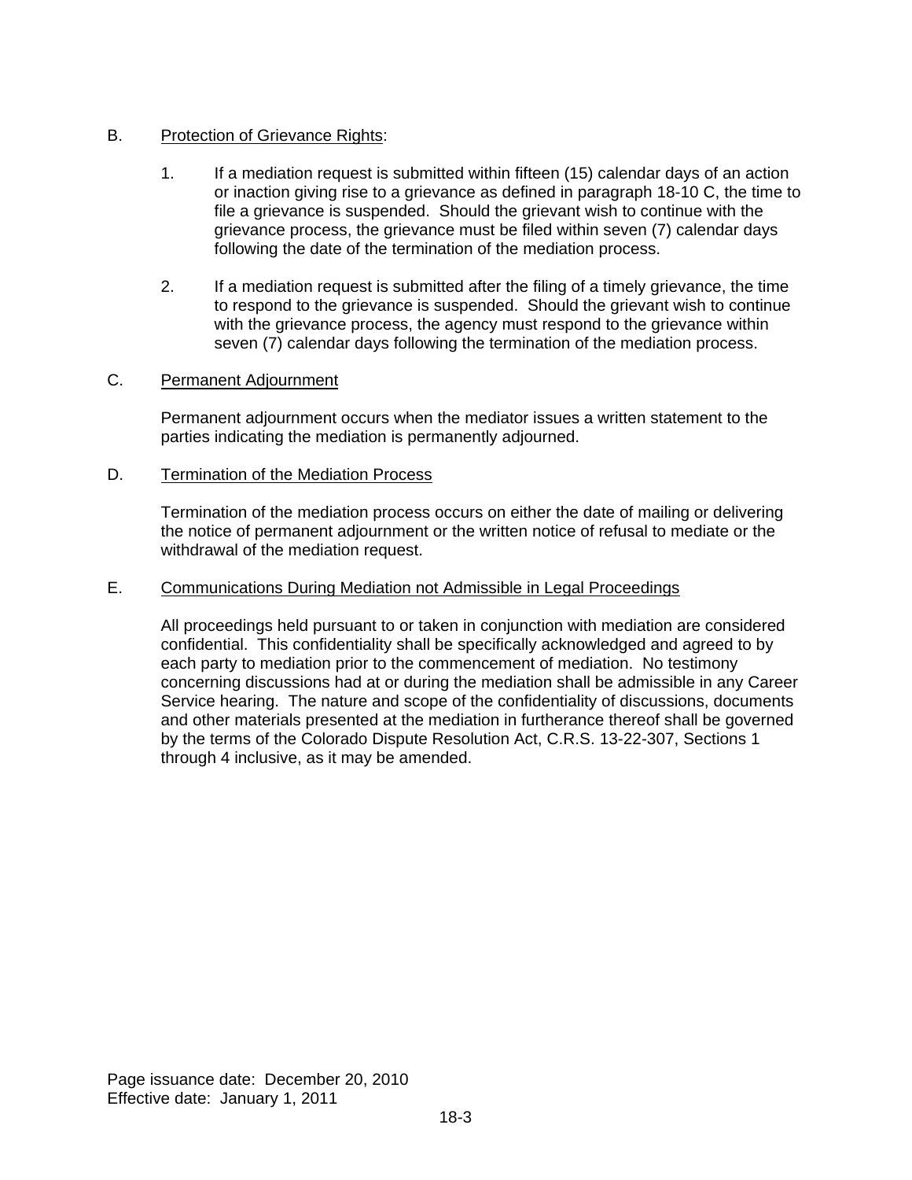B. Protection of Grievance Rights:

1. If a mediation request is submitted within fifteen (15) calendar days of an action or inaction giving rise to a grievance as defined in paragraph 18-10 C, the time to file a grievance is suspended. Should the grievant wish to continue with the grievance process, the grievance must be filed within seven (7) calendar days following the date of the termination of the mediation process.

2. If a mediation request is submitted after the filing of a timely grievance, the time to respond to the grievance is suspended. Should the grievant wish to continue with the grievance process, the agency must respond to the grievance within seven (7) calendar days following the termination of the mediation process.

C. Permanent Adjournment

Permanent adjournment occurs when the mediator issues a written statement to the parties indicating the mediation is permanently adjourned.

D. Termination of the Mediation Process

Termination of the mediation process occurs on either the date of mailing or delivering the notice of permanent adjournment or the written notice of refusal to mediate or the withdrawal of the mediation request.

E. Communications During Mediation not Admissible in Legal Proceedings

All proceedings held pursuant to or taken in conjunction with mediation are considered confidential. This confidentiality shall be specifically acknowledged and agreed to by each party to mediation prior to the commencement of mediation. No testimony concerning discussions had at or during the mediation shall be admissible in any Career Service hearing. The nature and scope of the confidentiality of discussions, documents and other materials presented at the mediation in furtherance thereof shall be governed by the terms of the Colorado Dispute Resolution Act, C.R.S. 13-22-307, Sections 1 through 4 inclusive, as it may be amended.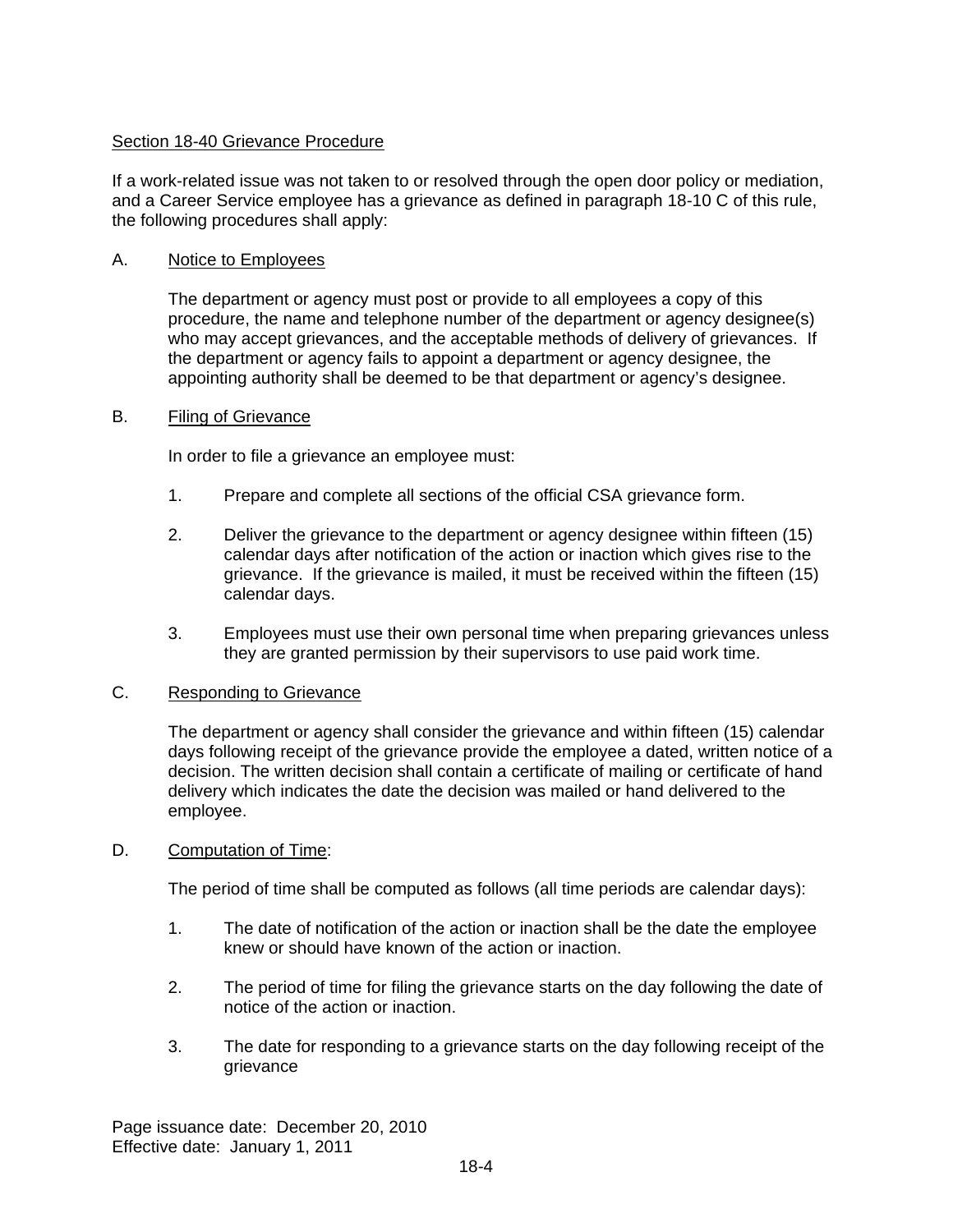## Section 18-40 Grievance Procedure

If a work-related issue was not taken to or resolved through the open door policy or mediation, and a Career Service employee has a grievance as defined in paragraph 18-10 C of this rule, the following procedures shall apply:

### A. Notice to Employees

The department or agency must post or provide to all employees a copy of this procedure, the name and telephone number of the department or agency designee(s) who may accept grievances, and the acceptable methods of delivery of grievances. If the department or agency fails to appoint a department or agency designee, the appointing authority shall be deemed to be that department or agency's designee.

### B. Filing of Grievance

In order to file a grievance an employee must:

1. Prepare and complete all sections of the official CSA grievance form.

2. Deliver the grievance to the department or agency designee within fifteen (15) calendar days after notification of the action or inaction which gives rise to the grievance. If the grievance is mailed, it must be received within the fifteen (15) calendar days.

3. Employees must use their own personal time when preparing grievances unless they are granted permission by their supervisors to use paid work time.

### C. Responding to Grievance

The department or agency shall consider the grievance and within fifteen (15) calendar days following receipt of the grievance provide the employee a dated, written notice of a decision. The written decision shall contain a certificate of mailing or certificate of hand delivery which indicates the date the decision was mailed or hand delivered to the employee.

### D. Computation of Time:

The period of time shall be computed as follows (all time periods are calendar days):

1. The date of notification of the action or inaction shall be the date the employee knew or should have known of the action or inaction.

2. The period of time for filing the grievance starts on the day following the date of notice of the action or inaction.

3. The date for responding to a grievance starts on the day following receipt of the grievance

Page issuance date: December 20, 2010
Effective date: January 1, 2011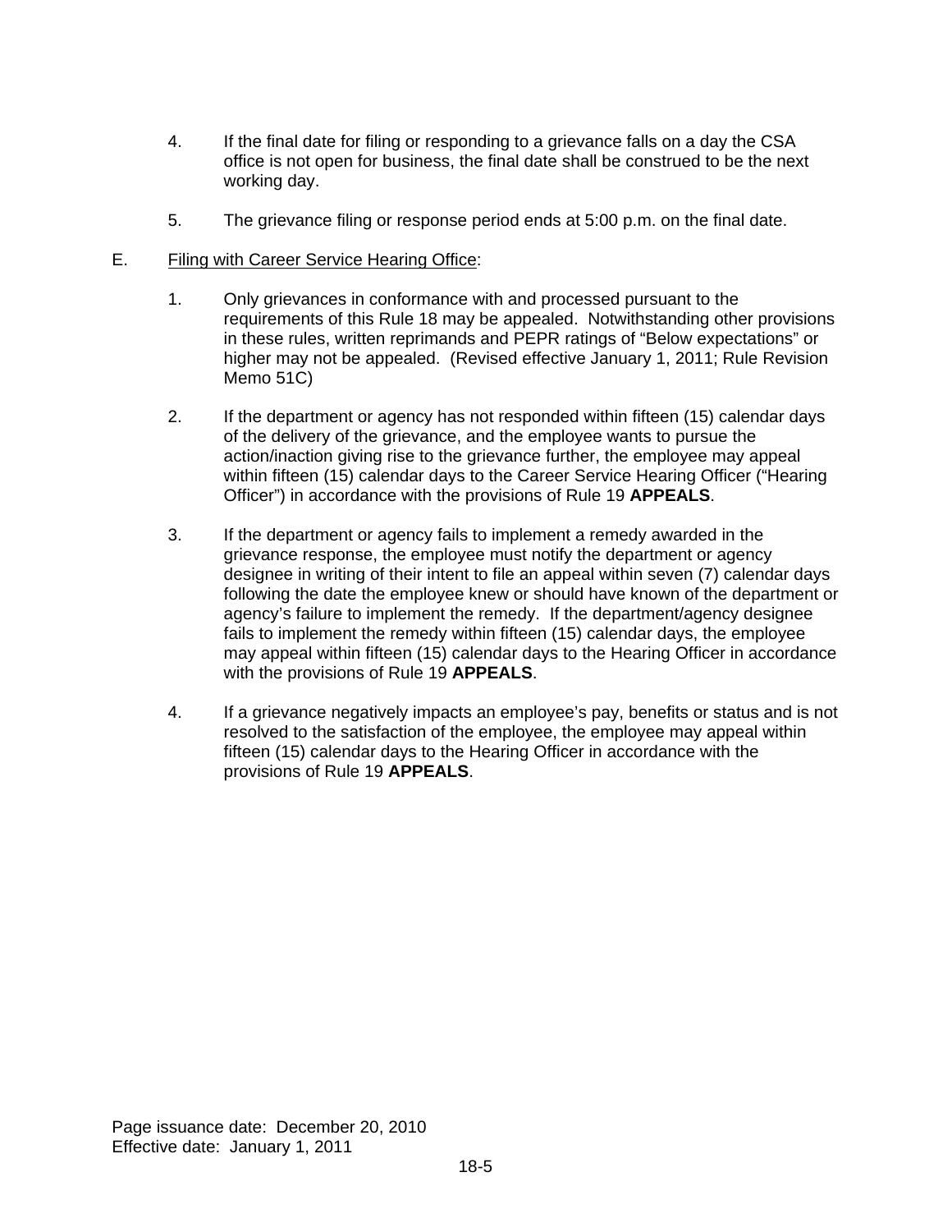4. If the final date for filing or responding to a grievance falls on a day the CSA office is not open for business, the final date shall be construed to be the next working day.

5. The grievance filing or response period ends at 5:00 p.m. on the final date.

E. Filing with Career Service Hearing Office:

1. Only grievances in conformance with and processed pursuant to the requirements of this Rule 18 may be appealed. Notwithstanding other provisions in these rules, written reprimands and PEPR ratings of "Below expectations" or higher may not be appealed. (Revised effective January 1, 2011; Rule Revision Memo 51C)

2. If the department or agency has not responded within fifteen (15) calendar days of the delivery of the grievance, and the employee wants to pursue the action/inaction giving rise to the grievance further, the employee may appeal within fifteen (15) calendar days to the Career Service Hearing Officer ("Hearing Officer") in accordance with the provisions of Rule 19 **APPEALS**.

3. If the department or agency fails to implement a remedy awarded in the grievance response, the employee must notify the department or agency designee in writing of their intent to file an appeal within seven (7) calendar days following the date the employee knew or should have known of the department or agency's failure to implement the remedy. If the department/agency designee fails to implement the remedy within fifteen (15) calendar days, the employee may appeal within fifteen (15) calendar days to the Hearing Officer in accordance with the provisions of Rule 19 **APPEALS**.

4. If a grievance negatively impacts an employee's pay, benefits or status and is not resolved to the satisfaction of the employee, the employee may appeal within fifteen (15) calendar days to the Hearing Officer in accordance with the provisions of Rule 19 **APPEALS**.

Page issuance date: December 20, 2010
Effective date: January 1, 2011